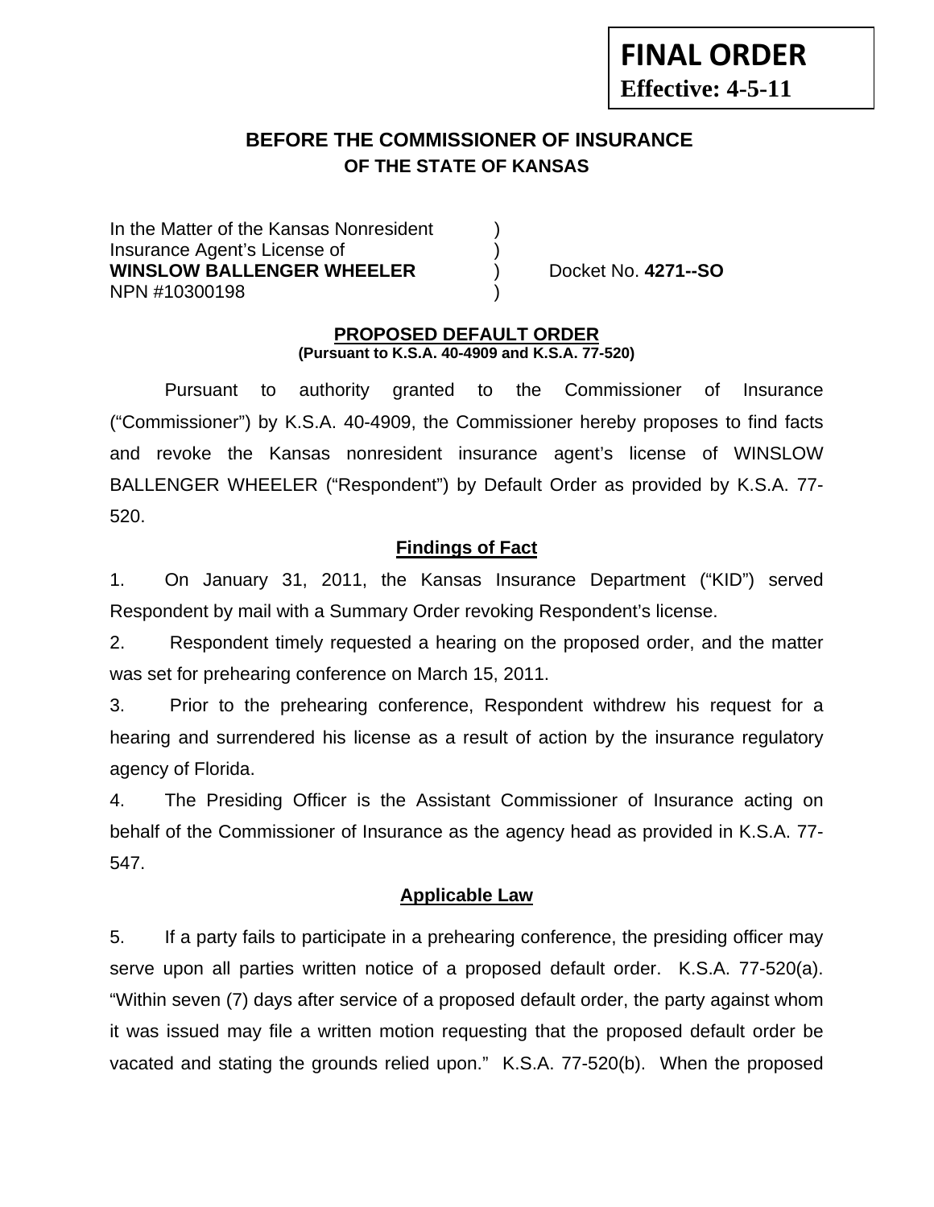**FINAL ORDER**
**Effective: 4-5-11**

# BEFORE THE COMMISSIONER OF INSURANCE
## OF THE STATE OF KANSAS

In the Matter of the Kansas Nonresident )
Insurance Agent's License of )
**WINSLOW BALLENGER WHEELER** ) Docket No. **4271--SO**
NPN #10300198 )

**PROPOSED DEFAULT ORDER**
**(Pursuant to K.S.A. 40-4909 and K.S.A. 77-520)**

Pursuant to authority granted to the Commissioner of Insurance ("Commissioner") by K.S.A. 40-4909, the Commissioner hereby proposes to find facts and revoke the Kansas nonresident insurance agent's license of WINSLOW BALLENGER WHEELER ("Respondent") by Default Order as provided by K.S.A. 77-520.

**Findings of Fact**

1. On January 31, 2011, the Kansas Insurance Department ("KID") served Respondent by mail with a Summary Order revoking Respondent's license.

2. Respondent timely requested a hearing on the proposed order, and the matter was set for prehearing conference on March 15, 2011.

3. Prior to the prehearing conference, Respondent withdrew his request for a hearing and surrendered his license as a result of action by the insurance regulatory agency of Florida.

4. The Presiding Officer is the Assistant Commissioner of Insurance acting on behalf of the Commissioner of Insurance as the agency head as provided in K.S.A. 77-547.

**Applicable Law**

5. If a party fails to participate in a prehearing conference, the presiding officer may serve upon all parties written notice of a proposed default order. K.S.A. 77-520(a). "Within seven (7) days after service of a proposed default order, the party against whom it was issued may file a written motion requesting that the proposed default order be vacated and stating the grounds relied upon." K.S.A. 77-520(b). When the proposed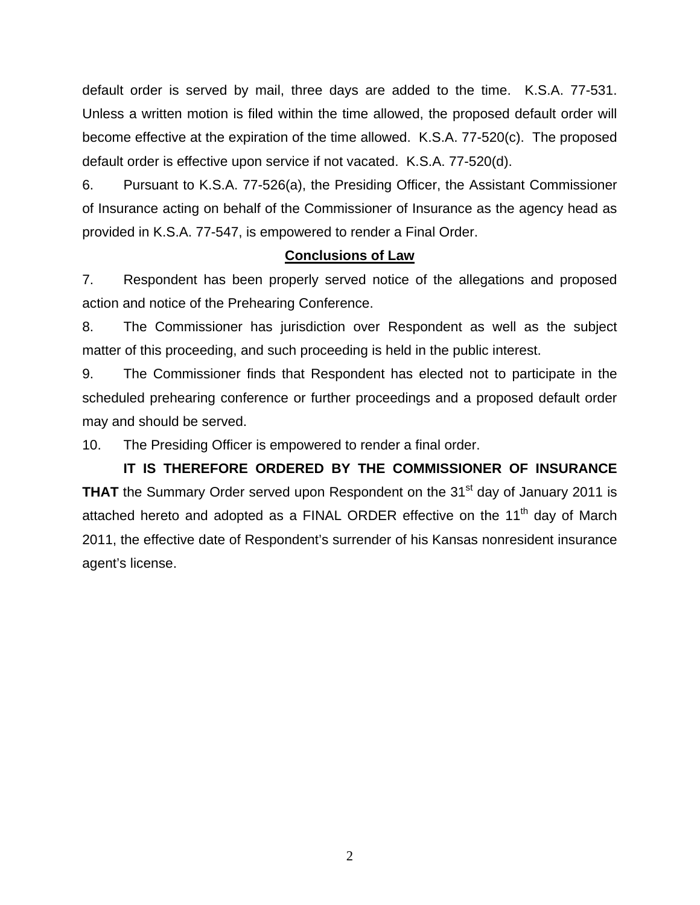default order is served by mail, three days are added to the time. K.S.A. 77-531. Unless a written motion is filed within the time allowed, the proposed default order will become effective at the expiration of the time allowed. K.S.A. 77-520(c). The proposed default order is effective upon service if not vacated. K.S.A. 77-520(d).

6. Pursuant to K.S.A. 77-526(a), the Presiding Officer, the Assistant Commissioner of Insurance acting on behalf of the Commissioner of Insurance as the agency head as provided in K.S.A. 77-547, is empowered to render a Final Order.

## **Conclusions of Law**

7. Respondent has been properly served notice of the allegations and proposed action and notice of the Prehearing Conference.

8. The Commissioner has jurisdiction over Respondent as well as the subject matter of this proceeding, and such proceeding is held in the public interest.

9. The Commissioner finds that Respondent has elected not to participate in the scheduled prehearing conference or further proceedings and a proposed default order may and should be served.

10. The Presiding Officer is empowered to render a final order.

**IT IS THEREFORE ORDERED BY THE COMMISSIONER OF INSURANCE THAT** the Summary Order served upon Respondent on the 31st day of January 2011 is attached hereto and adopted as a FINAL ORDER effective on the 11th day of March 2011, the effective date of Respondent's surrender of his Kansas nonresident insurance agent's license.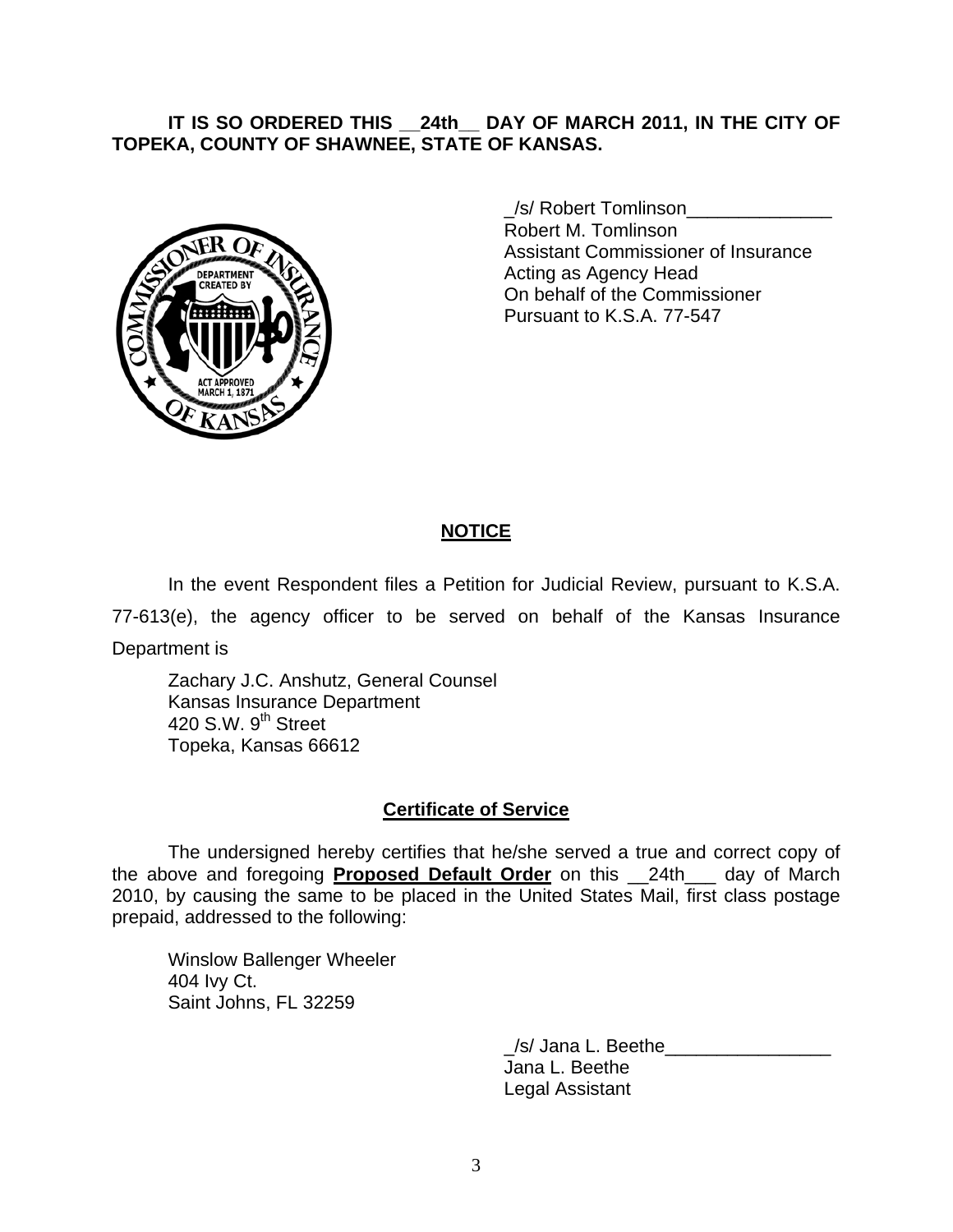**IT IS SO ORDERED THIS __24th__ DAY OF MARCH 2011, IN THE CITY OF TOPEKA, COUNTY OF SHAWNEE, STATE OF KANSAS.**

_/s/ Robert Tomlinson______________
Robert M. Tomlinson
Assistant Commissioner of Insurance
Acting as Agency Head
On behalf of the Commissioner
Pursuant to K.S.A. 77-547

## **NOTICE**

In the event Respondent files a Petition for Judicial Review, pursuant to K.S.A. 77-613(e), the agency officer to be served on behalf of the Kansas Insurance Department is

Zachary J.C. Anshutz, General Counsel
Kansas Insurance Department
420 S.W. 9th Street
Topeka, Kansas 66612

## **Certificate of Service**

The undersigned hereby certifies that he/she served a true and correct copy of the above and foregoing **Proposed Default Order** on this __24th___ day of March 2010, by causing the same to be placed in the United States Mail, first class postage prepaid, addressed to the following:

Winslow Ballenger Wheeler
404 Ivy Ct.
Saint Johns, FL 32259

_/s/ Jana L. Beethe________________
Jana L. Beethe
Legal Assistant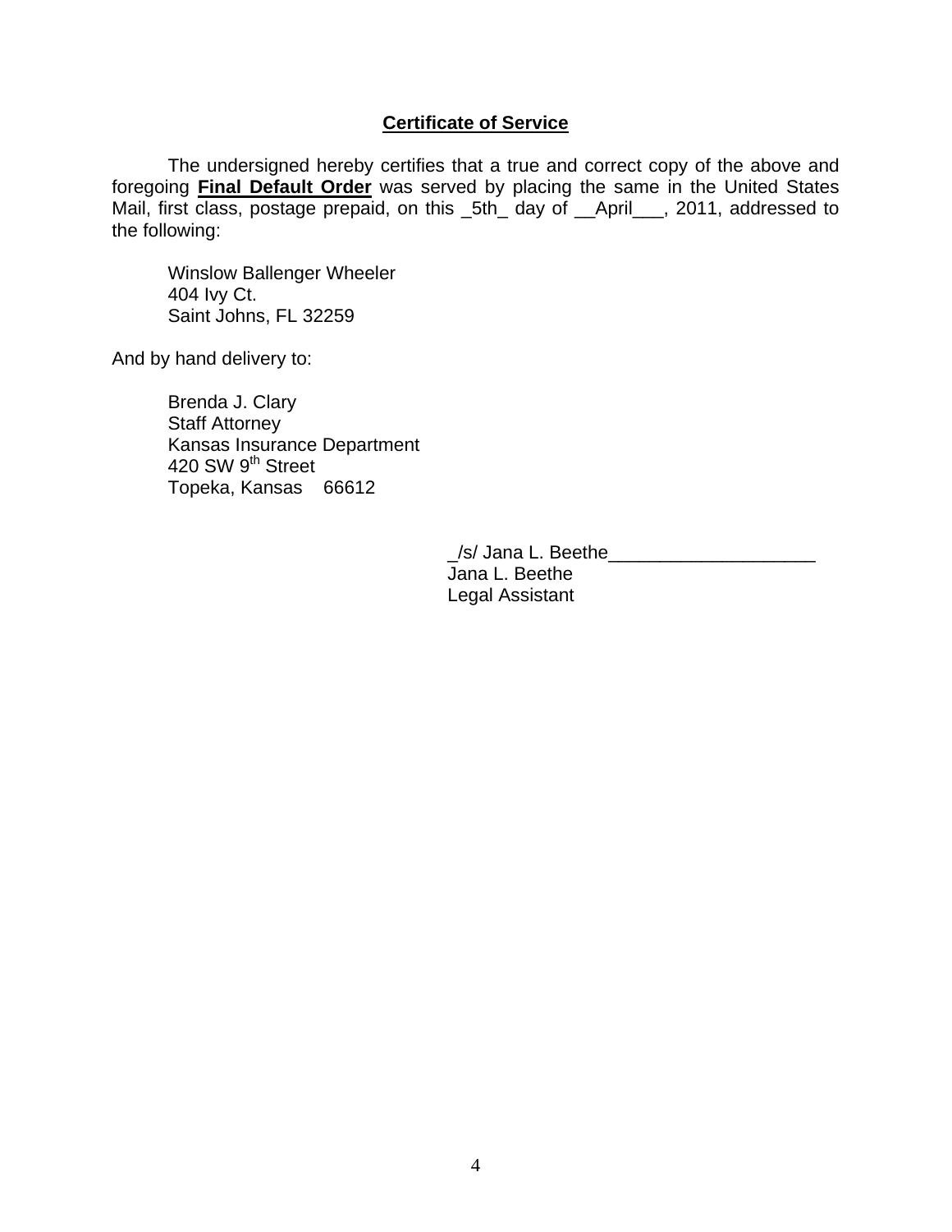## **Certificate of Service**

The undersigned hereby certifies that a true and correct copy of the above and foregoing **Final Default Order** was served by placing the same in the United States Mail, first class, postage prepaid, on this _5th_ day of __April___, 2011, addressed to the following:

Winslow Ballenger Wheeler
404 Ivy Ct.
Saint Johns, FL 32259

And by hand delivery to:

Brenda J. Clary
Staff Attorney
Kansas Insurance Department
420 SW 9th Street
Topeka, Kansas 66612

_/s/ Jana L. Beethe____________________
Jana L. Beethe
Legal Assistant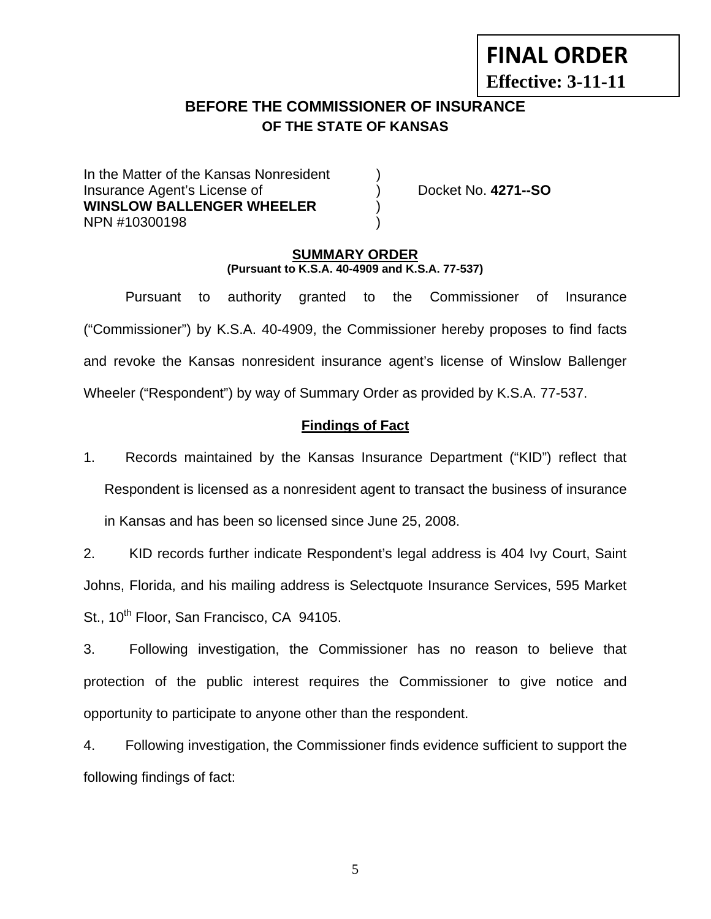**FINAL ORDER**
**Effective: 3-11-11**

## BEFORE THE COMMISSIONER OF INSURANCE
### OF THE STATE OF KANSAS

In the Matter of the Kansas Nonresident )
Insurance Agent's License of ) Docket No. **4271--SO**
**WINSLOW BALLENGER WHEELER** )
NPN #10300198 )

**SUMMARY ORDER**
**(Pursuant to K.S.A. 40-4909 and K.S.A. 77-537)**

Pursuant to authority granted to the Commissioner of Insurance ("Commissioner") by K.S.A. 40-4909, the Commissioner hereby proposes to find facts and revoke the Kansas nonresident insurance agent's license of Winslow Ballenger Wheeler ("Respondent") by way of Summary Order as provided by K.S.A. 77-537.

**Findings of Fact**

1. Records maintained by the Kansas Insurance Department ("KID") reflect that Respondent is licensed as a nonresident agent to transact the business of insurance in Kansas and has been so licensed since June 25, 2008.

2. KID records further indicate Respondent's legal address is 404 Ivy Court, Saint Johns, Florida, and his mailing address is Selectquote Insurance Services, 595 Market St., 10th Floor, San Francisco, CA 94105.

3. Following investigation, the Commissioner has no reason to believe that protection of the public interest requires the Commissioner to give notice and opportunity to participate to anyone other than the respondent.

4. Following investigation, the Commissioner finds evidence sufficient to support the following findings of fact: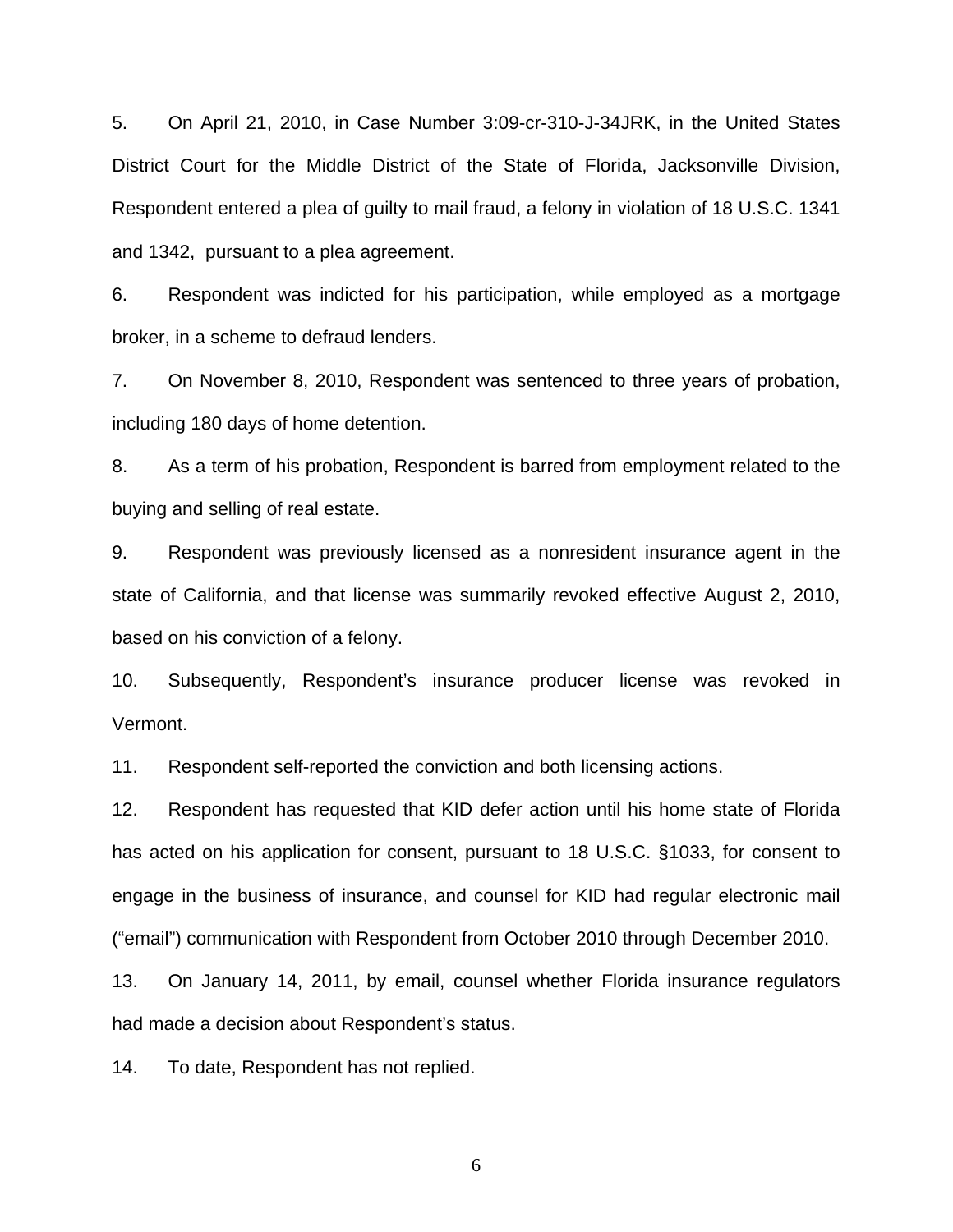5. On April 21, 2010, in Case Number 3:09-cr-310-J-34JRK, in the United States District Court for the Middle District of the State of Florida, Jacksonville Division, Respondent entered a plea of guilty to mail fraud, a felony in violation of 18 U.S.C. 1341 and 1342, pursuant to a plea agreement.

6. Respondent was indicted for his participation, while employed as a mortgage broker, in a scheme to defraud lenders.

7. On November 8, 2010, Respondent was sentenced to three years of probation, including 180 days of home detention.

8. As a term of his probation, Respondent is barred from employment related to the buying and selling of real estate.

9. Respondent was previously licensed as a nonresident insurance agent in the state of California, and that license was summarily revoked effective August 2, 2010, based on his conviction of a felony.

10. Subsequently, Respondent's insurance producer license was revoked in Vermont.

11. Respondent self-reported the conviction and both licensing actions.

12. Respondent has requested that KID defer action until his home state of Florida has acted on his application for consent, pursuant to 18 U.S.C. §1033, for consent to engage in the business of insurance, and counsel for KID had regular electronic mail ("email") communication with Respondent from October 2010 through December 2010.

13. On January 14, 2011, by email, counsel whether Florida insurance regulators had made a decision about Respondent's status.

14. To date, Respondent has not replied.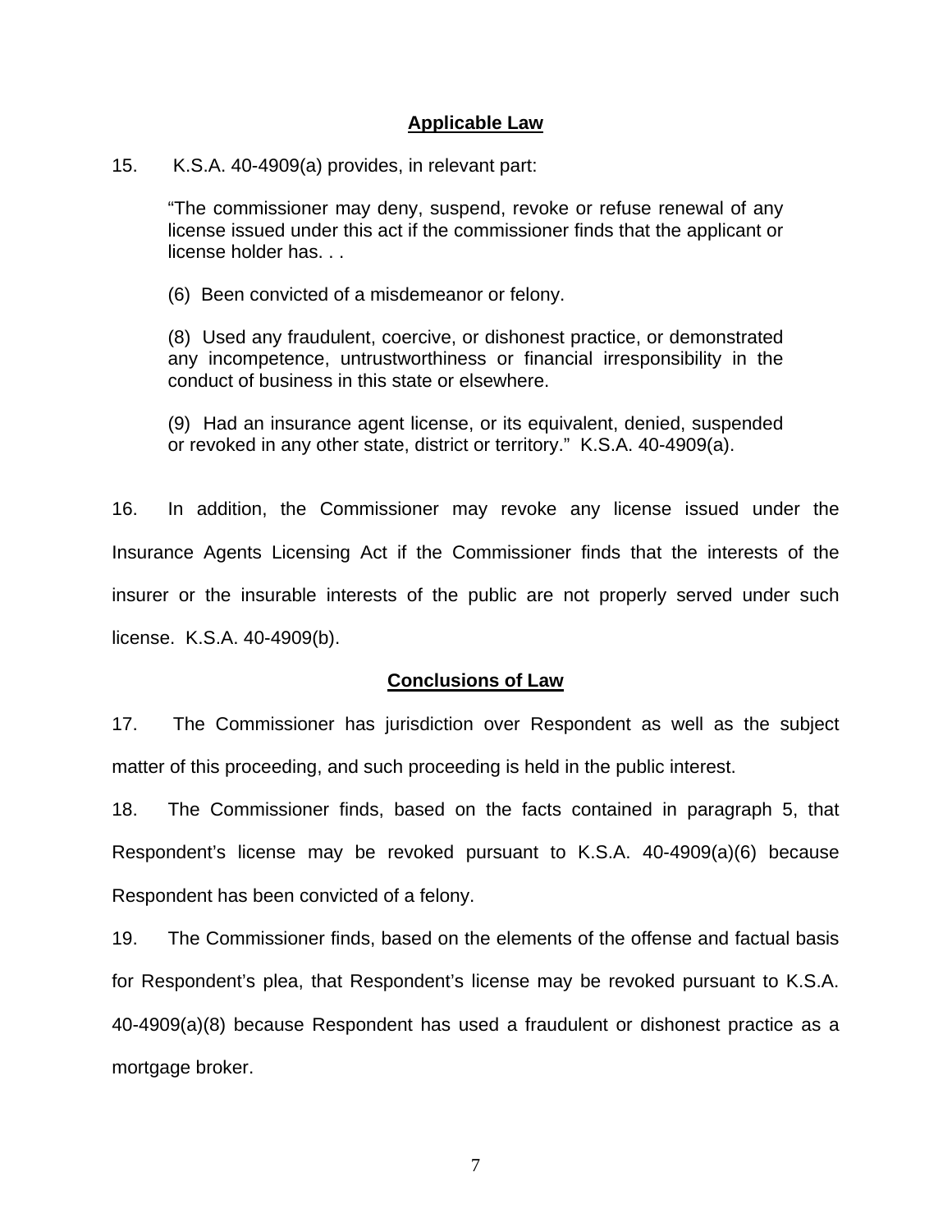## Applicable Law

15. K.S.A. 40-4909(a) provides, in relevant part:

> "The commissioner may deny, suspend, revoke or refuse renewal of any license issued under this act if the commissioner finds that the applicant or license holder has. . .
>
> (6) Been convicted of a misdemeanor or felony.
>
> (8) Used any fraudulent, coercive, or dishonest practice, or demonstrated any incompetence, untrustworthiness or financial irresponsibility in the conduct of business in this state or elsewhere.
>
> (9) Had an insurance agent license, or its equivalent, denied, suspended or revoked in any other state, district or territory." K.S.A. 40-4909(a).

16. In addition, the Commissioner may revoke any license issued under the Insurance Agents Licensing Act if the Commissioner finds that the interests of the insurer or the insurable interests of the public are not properly served under such license. K.S.A. 40-4909(b).

## Conclusions of Law

17. The Commissioner has jurisdiction over Respondent as well as the subject matter of this proceeding, and such proceeding is held in the public interest.

18. The Commissioner finds, based on the facts contained in paragraph 5, that Respondent's license may be revoked pursuant to K.S.A. 40-4909(a)(6) because Respondent has been convicted of a felony.

19. The Commissioner finds, based on the elements of the offense and factual basis for Respondent's plea, that Respondent's license may be revoked pursuant to K.S.A. 40-4909(a)(8) because Respondent has used a fraudulent or dishonest practice as a mortgage broker.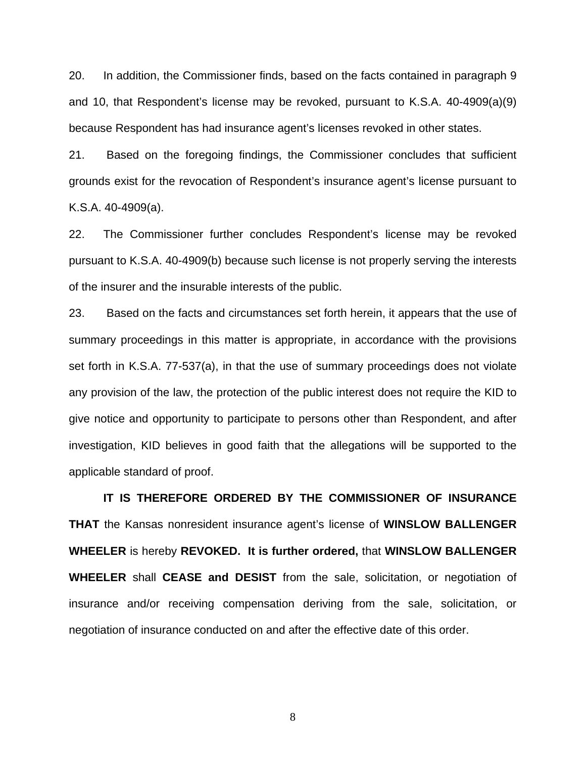20. In addition, the Commissioner finds, based on the facts contained in paragraph 9 and 10, that Respondent's license may be revoked, pursuant to K.S.A. 40-4909(a)(9) because Respondent has had insurance agent's licenses revoked in other states.

21. Based on the foregoing findings, the Commissioner concludes that sufficient grounds exist for the revocation of Respondent's insurance agent's license pursuant to K.S.A. 40-4909(a).

22. The Commissioner further concludes Respondent's license may be revoked pursuant to K.S.A. 40-4909(b) because such license is not properly serving the interests of the insurer and the insurable interests of the public.

23. Based on the facts and circumstances set forth herein, it appears that the use of summary proceedings in this matter is appropriate, in accordance with the provisions set forth in K.S.A. 77-537(a), in that the use of summary proceedings does not violate any provision of the law, the protection of the public interest does not require the KID to give notice and opportunity to participate to persons other than Respondent, and after investigation, KID believes in good faith that the allegations will be supported to the applicable standard of proof.

**IT IS THEREFORE ORDERED BY THE COMMISSIONER OF INSURANCE THAT** the Kansas nonresident insurance agent's license of **WINSLOW BALLENGER WHEELER** is hereby **REVOKED. It is further ordered,** that **WINSLOW BALLENGER WHEELER** shall **CEASE and DESIST** from the sale, solicitation, or negotiation of insurance and/or receiving compensation deriving from the sale, solicitation, or negotiation of insurance conducted on and after the effective date of this order.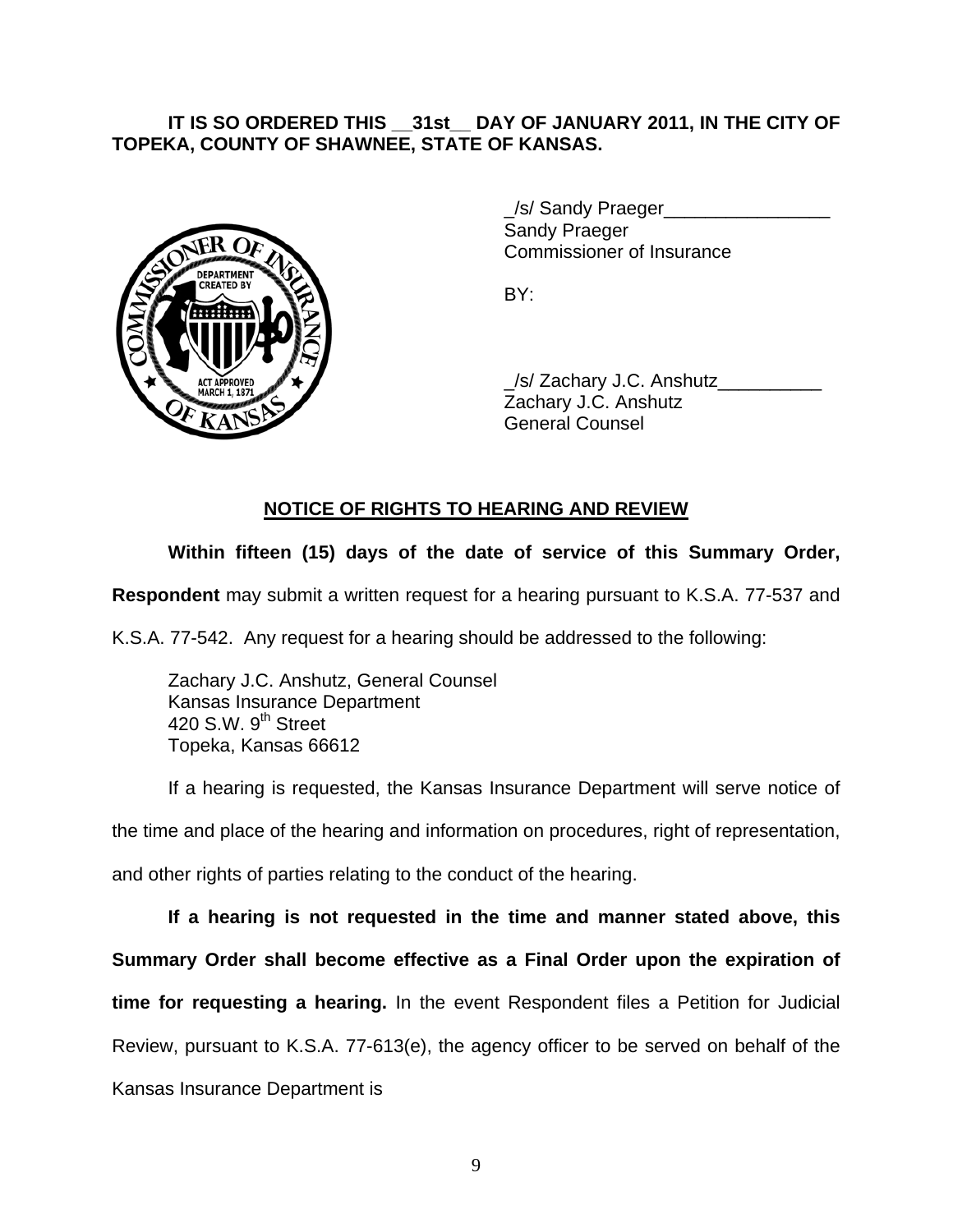**IT IS SO ORDERED THIS \_\_31st\_\_ DAY OF JANUARY 2011, IN THE CITY OF TOPEKA, COUNTY OF SHAWNEE, STATE OF KANSAS.**

_/s/ Sandy Praeger________________
Sandy Praeger
Commissioner of Insurance

BY:

_/s/ Zachary J.C. Anshutz__________
Zachary J.C. Anshutz
General Counsel

## NOTICE OF RIGHTS TO HEARING AND REVIEW

**Within fifteen (15) days of the date of service of this Summary Order, Respondent** may submit a written request for a hearing pursuant to K.S.A. 77-537 and K.S.A. 77-542. Any request for a hearing should be addressed to the following:

Zachary J.C. Anshutz, General Counsel
Kansas Insurance Department
420 S.W. 9th Street
Topeka, Kansas 66612

If a hearing is requested, the Kansas Insurance Department will serve notice of the time and place of the hearing and information on procedures, right of representation, and other rights of parties relating to the conduct of the hearing.

**If a hearing is not requested in the time and manner stated above, this Summary Order shall become effective as a Final Order upon the expiration of time for requesting a hearing.** In the event Respondent files a Petition for Judicial Review, pursuant to K.S.A. 77-613(e), the agency officer to be served on behalf of the Kansas Insurance Department is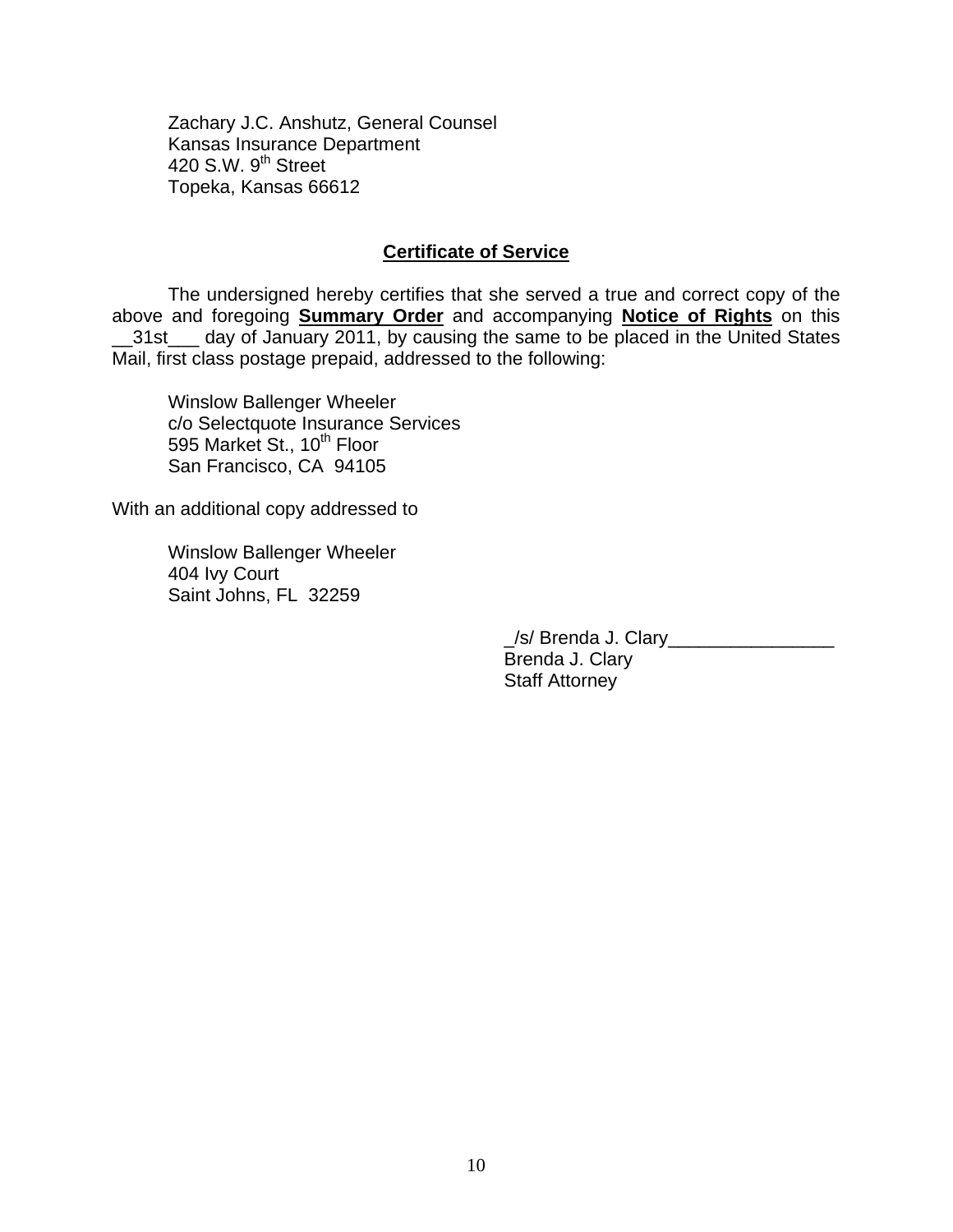Zachary J.C. Anshutz, General Counsel
Kansas Insurance Department
420 S.W. 9th Street
Topeka, Kansas 66612

## Certificate of Service

The undersigned hereby certifies that she served a true and correct copy of the above and foregoing **Summary Order** and accompanying **Notice of Rights** on this __31st___ day of January 2011, by causing the same to be placed in the United States Mail, first class postage prepaid, addressed to the following:

Winslow Ballenger Wheeler
c/o Selectquote Insurance Services
595 Market St., 10th Floor
San Francisco, CA 94105

With an additional copy addressed to

Winslow Ballenger Wheeler
404 Ivy Court
Saint Johns, FL 32259

_/s/ Brenda J. Clary________________
Brenda J. Clary
Staff Attorney